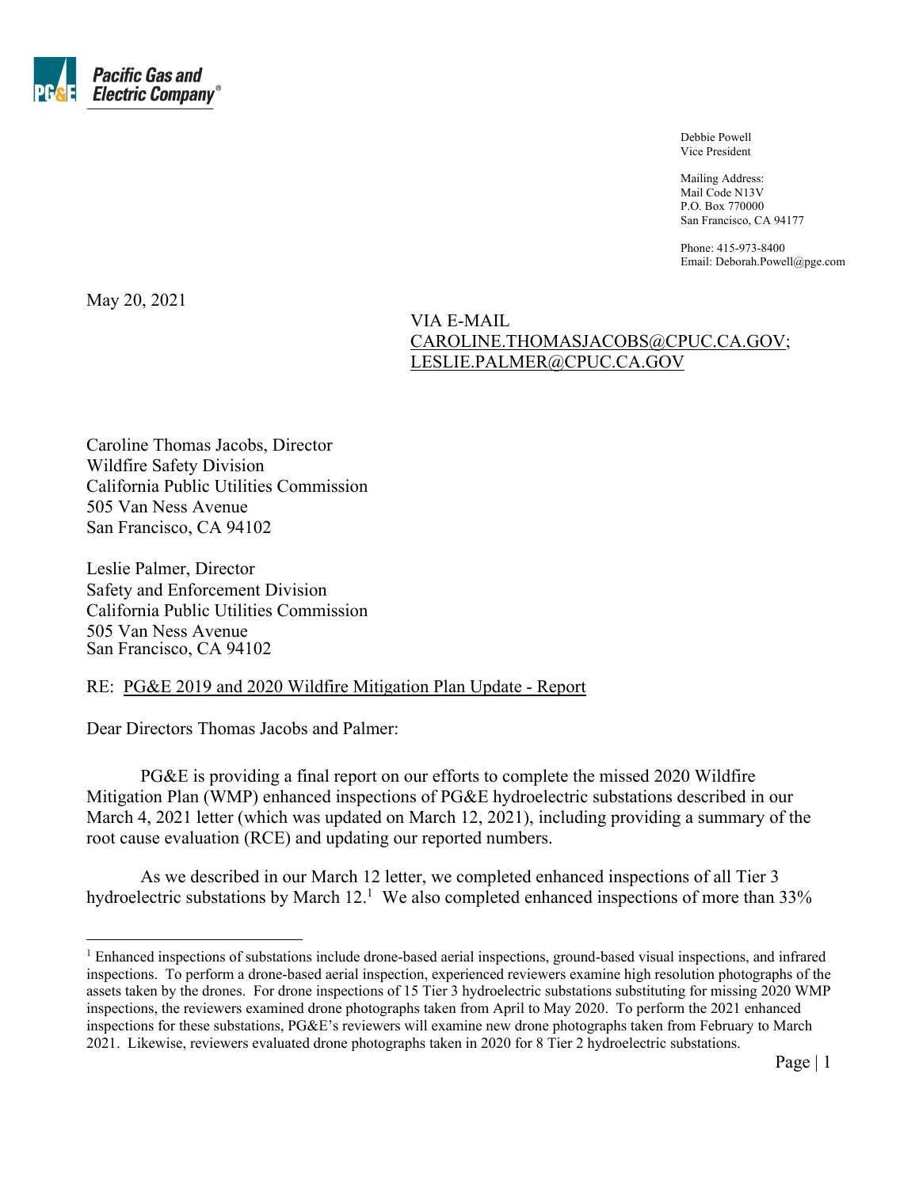**Pacific Gas and Electric Company®**

Debbie Powell
Vice President

Mailing Address:
Mail Code N13V
P.O. Box 770000
San Francisco, CA 94177

Phone: 415-973-8400
Email: Deborah.Powell@pge.com

May 20, 2021

VIA E-MAIL
CAROLINE.THOMASJACOBS@CPUC.CA.GOV;
LESLIE.PALMER@CPUC.CA.GOV

Caroline Thomas Jacobs, Director
Wildfire Safety Division
California Public Utilities Commission
505 Van Ness Avenue
San Francisco, CA 94102

Leslie Palmer, Director
Safety and Enforcement Division
California Public Utilities Commission
505 Van Ness Avenue
San Francisco, CA 94102

RE: PG&E 2019 and 2020 Wildfire Mitigation Plan Update - Report

Dear Directors Thomas Jacobs and Palmer:

PG&E is providing a final report on our efforts to complete the missed 2020 Wildfire Mitigation Plan (WMP) enhanced inspections of PG&E hydroelectric substations described in our March 4, 2021 letter (which was updated on March 12, 2021), including providing a summary of the root cause evaluation (RCE) and updating our reported numbers.

As we described in our March 12 letter, we completed enhanced inspections of all Tier 3 hydroelectric substations by March 12.[1] We also completed enhanced inspections of more than 33%

[1] Enhanced inspections of substations include drone-based aerial inspections, ground-based visual inspections, and infrared inspections. To perform a drone-based aerial inspection, experienced reviewers examine high resolution photographs of the assets taken by the drones. For drone inspections of 15 Tier 3 hydroelectric substations substituting for missing 2020 WMP inspections, the reviewers examined drone photographs taken from April to May 2020. To perform the 2021 enhanced inspections for these substations, PG&E's reviewers will examine new drone photographs taken from February to March 2021. Likewise, reviewers evaluated drone photographs taken in 2020 for 8 Tier 2 hydroelectric substations.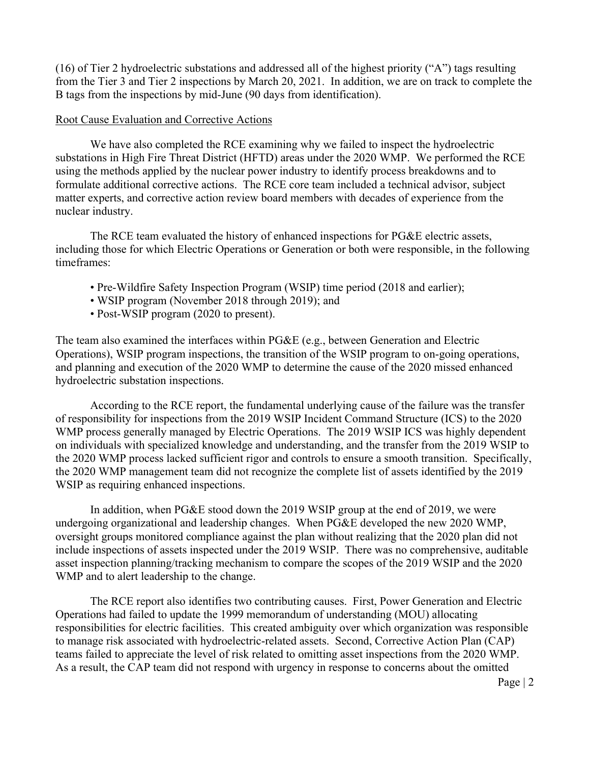(16) of Tier 2 hydroelectric substations and addressed all of the highest priority ("A") tags resulting from the Tier 3 and Tier 2 inspections by March 20, 2021. In addition, we are on track to complete the B tags from the inspections by mid-June (90 days from identification).

Root Cause Evaluation and Corrective Actions

We have also completed the RCE examining why we failed to inspect the hydroelectric substations in High Fire Threat District (HFTD) areas under the 2020 WMP. We performed the RCE using the methods applied by the nuclear power industry to identify process breakdowns and to formulate additional corrective actions. The RCE core team included a technical advisor, subject matter experts, and corrective action review board members with decades of experience from the nuclear industry.

The RCE team evaluated the history of enhanced inspections for PG&E electric assets, including those for which Electric Operations or Generation or both were responsible, in the following timeframes:

- Pre-Wildfire Safety Inspection Program (WSIP) time period (2018 and earlier);
- WSIP program (November 2018 through 2019); and
- Post-WSIP program (2020 to present).

The team also examined the interfaces within PG&E (e.g., between Generation and Electric Operations), WSIP program inspections, the transition of the WSIP program to on-going operations, and planning and execution of the 2020 WMP to determine the cause of the 2020 missed enhanced hydroelectric substation inspections.

According to the RCE report, the fundamental underlying cause of the failure was the transfer of responsibility for inspections from the 2019 WSIP Incident Command Structure (ICS) to the 2020 WMP process generally managed by Electric Operations. The 2019 WSIP ICS was highly dependent on individuals with specialized knowledge and understanding, and the transfer from the 2019 WSIP to the 2020 WMP process lacked sufficient rigor and controls to ensure a smooth transition. Specifically, the 2020 WMP management team did not recognize the complete list of assets identified by the 2019 WSIP as requiring enhanced inspections.

In addition, when PG&E stood down the 2019 WSIP group at the end of 2019, we were undergoing organizational and leadership changes. When PG&E developed the new 2020 WMP, oversight groups monitored compliance against the plan without realizing that the 2020 plan did not include inspections of assets inspected under the 2019 WSIP. There was no comprehensive, auditable asset inspection planning/tracking mechanism to compare the scopes of the 2019 WSIP and the 2020 WMP and to alert leadership to the change.

The RCE report also identifies two contributing causes. First, Power Generation and Electric Operations had failed to update the 1999 memorandum of understanding (MOU) allocating responsibilities for electric facilities. This created ambiguity over which organization was responsible to manage risk associated with hydroelectric-related assets. Second, Corrective Action Plan (CAP) teams failed to appreciate the level of risk related to omitting asset inspections from the 2020 WMP. As a result, the CAP team did not respond with urgency in response to concerns about the omitted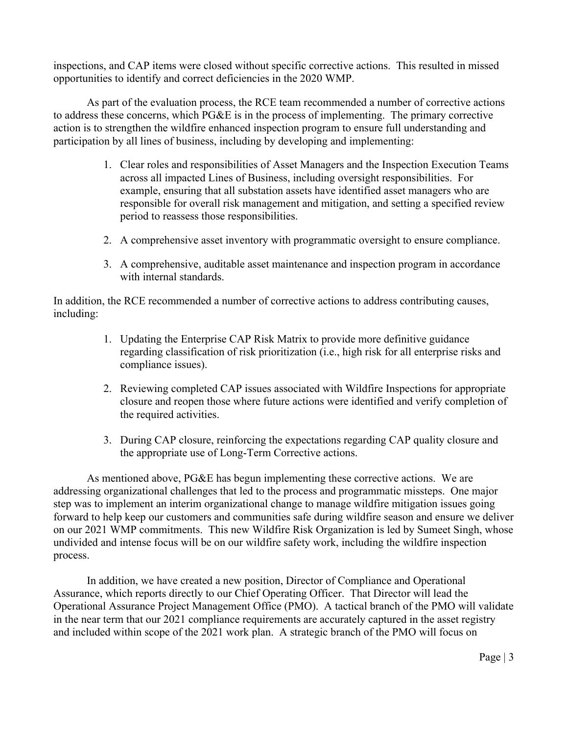inspections, and CAP items were closed without specific corrective actions. This resulted in missed opportunities to identify and correct deficiencies in the 2020 WMP.

As part of the evaluation process, the RCE team recommended a number of corrective actions to address these concerns, which PG&E is in the process of implementing. The primary corrective action is to strengthen the wildfire enhanced inspection program to ensure full understanding and participation by all lines of business, including by developing and implementing:

1. Clear roles and responsibilities of Asset Managers and the Inspection Execution Teams across all impacted Lines of Business, including oversight responsibilities. For example, ensuring that all substation assets have identified asset managers who are responsible for overall risk management and mitigation, and setting a specified review period to reassess those responsibilities.

2. A comprehensive asset inventory with programmatic oversight to ensure compliance.

3. A comprehensive, auditable asset maintenance and inspection program in accordance with internal standards.

In addition, the RCE recommended a number of corrective actions to address contributing causes, including:

1. Updating the Enterprise CAP Risk Matrix to provide more definitive guidance regarding classification of risk prioritization (i.e., high risk for all enterprise risks and compliance issues).

2. Reviewing completed CAP issues associated with Wildfire Inspections for appropriate closure and reopen those where future actions were identified and verify completion of the required activities.

3. During CAP closure, reinforcing the expectations regarding CAP quality closure and the appropriate use of Long-Term Corrective actions.

As mentioned above, PG&E has begun implementing these corrective actions. We are addressing organizational challenges that led to the process and programmatic missteps. One major step was to implement an interim organizational change to manage wildfire mitigation issues going forward to help keep our customers and communities safe during wildfire season and ensure we deliver on our 2021 WMP commitments. This new Wildfire Risk Organization is led by Sumeet Singh, whose undivided and intense focus will be on our wildfire safety work, including the wildfire inspection process.

In addition, we have created a new position, Director of Compliance and Operational Assurance, which reports directly to our Chief Operating Officer. That Director will lead the Operational Assurance Project Management Office (PMO). A tactical branch of the PMO will validate in the near term that our 2021 compliance requirements are accurately captured in the asset registry and included within scope of the 2021 work plan. A strategic branch of the PMO will focus on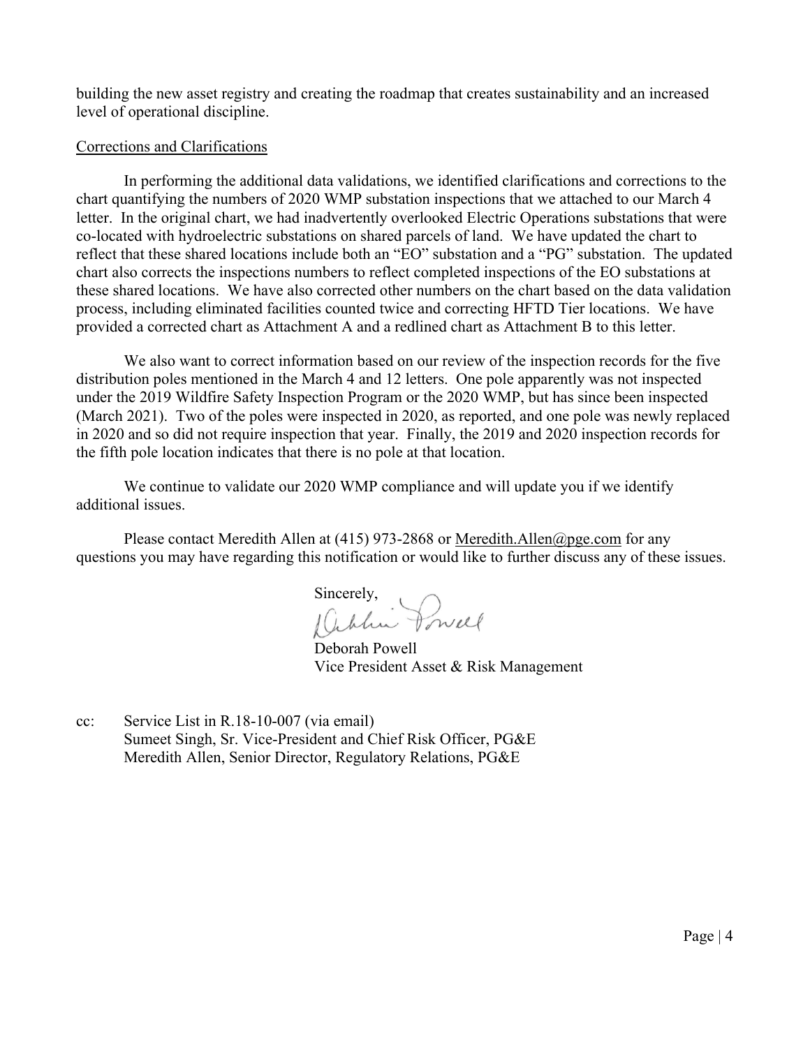building the new asset registry and creating the roadmap that creates sustainability and an increased level of operational discipline.

Corrections and Clarifications

In performing the additional data validations, we identified clarifications and corrections to the chart quantifying the numbers of 2020 WMP substation inspections that we attached to our March 4 letter. In the original chart, we had inadvertently overlooked Electric Operations substations that were co-located with hydroelectric substations on shared parcels of land. We have updated the chart to reflect that these shared locations include both an "EO" substation and a "PG" substation. The updated chart also corrects the inspections numbers to reflect completed inspections of the EO substations at these shared locations. We have also corrected other numbers on the chart based on the data validation process, including eliminated facilities counted twice and correcting HFTD Tier locations. We have provided a corrected chart as Attachment A and a redlined chart as Attachment B to this letter.

We also want to correct information based on our review of the inspection records for the five distribution poles mentioned in the March 4 and 12 letters. One pole apparently was not inspected under the 2019 Wildfire Safety Inspection Program or the 2020 WMP, but has since been inspected (March 2021). Two of the poles were inspected in 2020, as reported, and one pole was newly replaced in 2020 and so did not require inspection that year. Finally, the 2019 and 2020 inspection records for the fifth pole location indicates that there is no pole at that location.

We continue to validate our 2020 WMP compliance and will update you if we identify additional issues.

Please contact Meredith Allen at (415) 973-2868 or Meredith.Allen@pge.com for any questions you may have regarding this notification or would like to further discuss any of these issues.

Sincerely,

Deborah Powell
Vice President Asset & Risk Management

cc: Service List in R.18-10-007 (via email)
Sumeet Singh, Sr. Vice-President and Chief Risk Officer, PG&E
Meredith Allen, Senior Director, Regulatory Relations, PG&E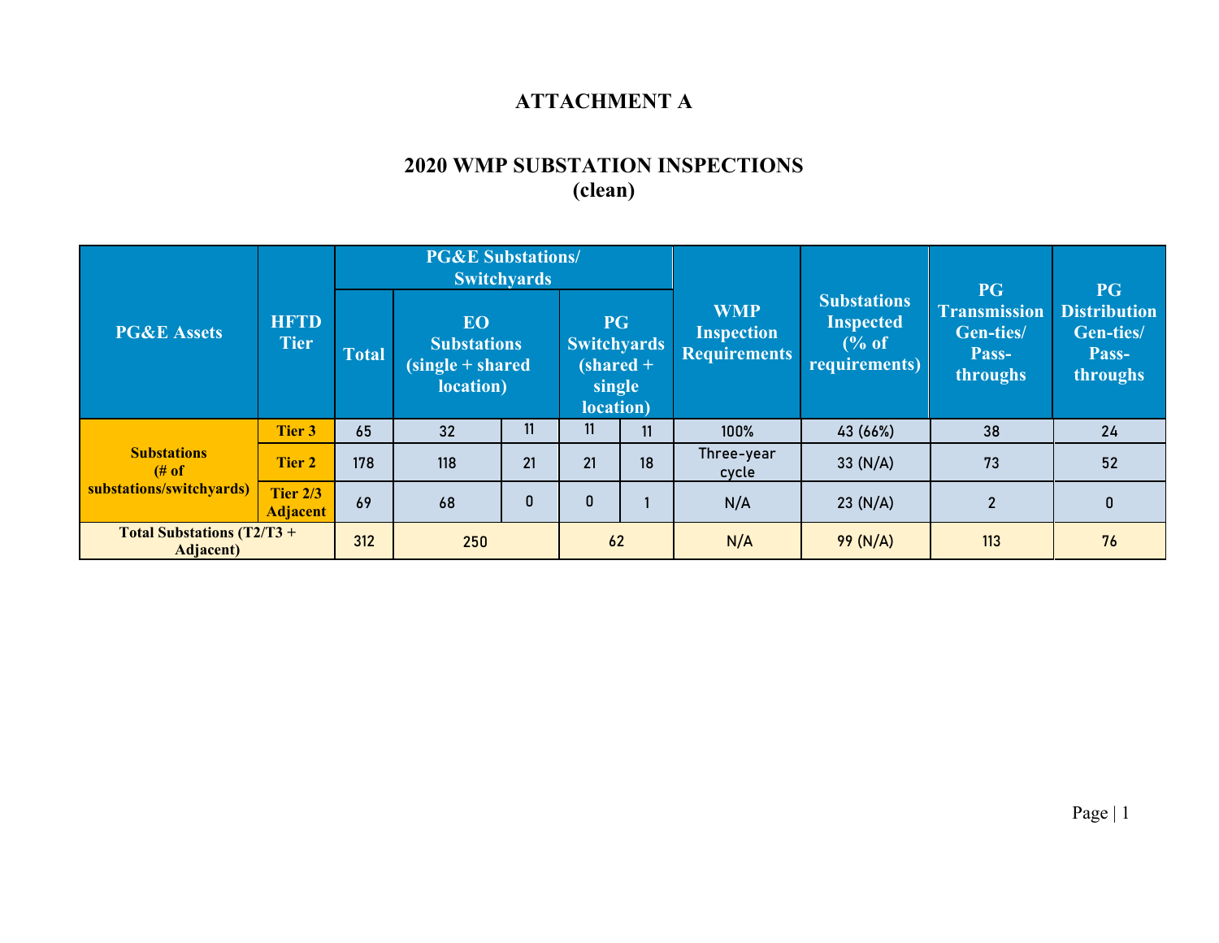# ATTACHMENT A

## 2020 WMP SUBSTATION INSPECTIONS
## (clean)

| PG&E Assets | HFTD Tier | PG&E Substations/ Switchyards | | | | | WMP Inspection Requirements | Substations Inspected (% of requirements) | PG Transmission Gen-ties/ Pass-throughs | PG Distribution Gen-ties/ Pass-throughs |
|---|---|---|---|---|---|---|---|---|---|---|
| | | Total | EO Substations (single + shared location) | | PG Switchyards (shared + single location) | | | | | |
| Substations (# of substations/switchyards) | Tier 3 | 65 | 32 | 11 | 11 | 11 | 100% | 43 (66%) | 38 | 24 |
| | Tier 2 | 178 | 118 | 21 | 21 | 18 | Three-year cycle | 33 (N/A) | 73 | 52 |
| | Tier 2/3 Adjacent | 69 | 68 | 0 | 0 | 1 | N/A | 23 (N/A) | 2 | 0 |
| Total Substations (T2/T3 + Adjacent) | | 312 | 250 | | 62 | | N/A | 99 (N/A) | 113 | 76 |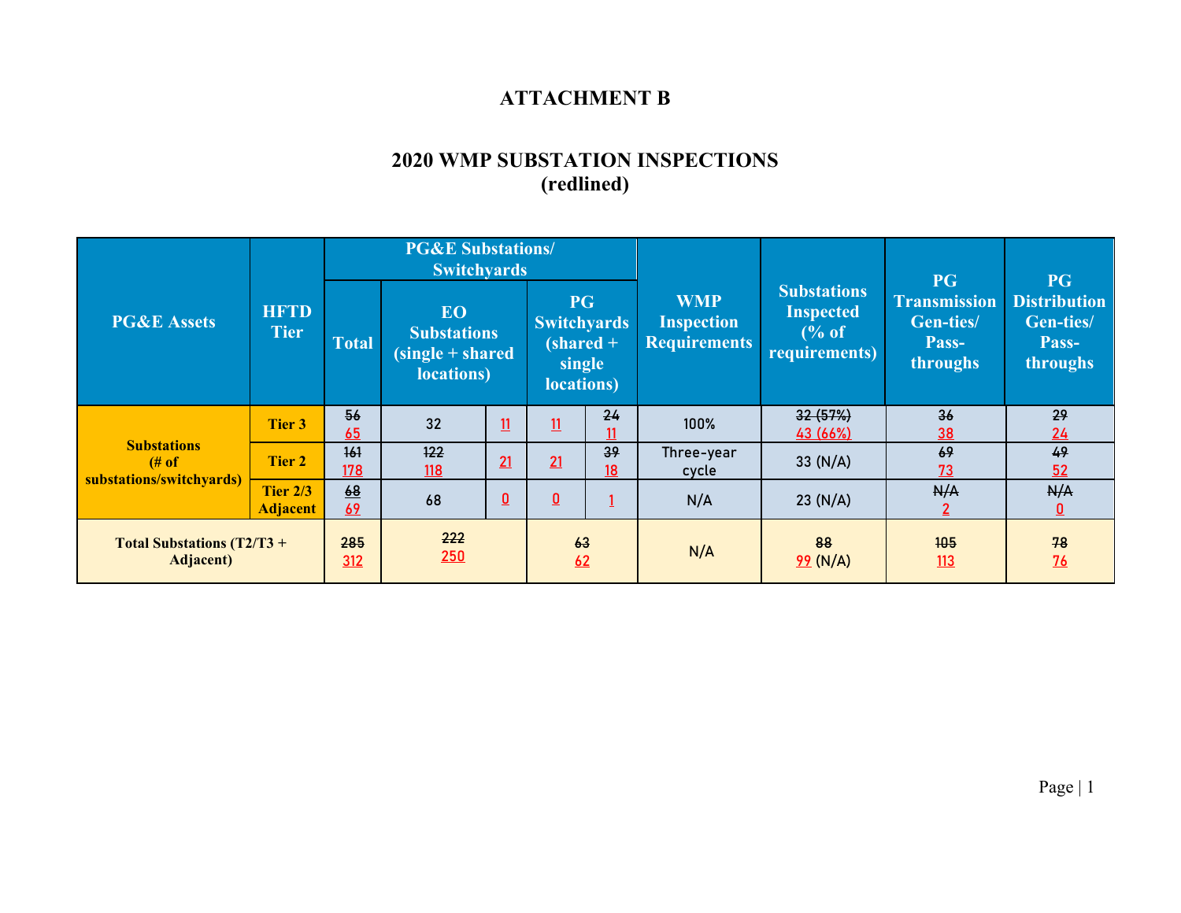# ATTACHMENT B

## 2020 WMP SUBSTATION INSPECTIONS
## (redlined)

| PG&E Assets | HFTD Tier | PG&E Substations/ Switchyards | | | | | WMP Inspection Requirements | Substations Inspected (% of requirements) | PG Transmission Gen-ties/ Pass-throughs | PG Distribution Gen-ties/ Pass-throughs |
|---|---|---|---|---|---|---|---|---|---|---|
| | | Total | EO Substations (single + shared locations) | | PG Switchyards (shared + single locations) | | | | | |
| Substations (# of substations/switchyards) | Tier 3 | ~~56~~ 65 | 32 | 11 | 11 | ~~24~~ 11 | 100% | ~~32 (57%)~~ 43 (66%) | ~~36~~ 38 | ~~29~~ 24 |
| | Tier 2 | ~~161~~ 178 | ~~122~~ 118 | 21 | 21 | ~~39~~ 18 | Three-year cycle | 33 (N/A) | ~~69~~ 73 | ~~49~~ 52 |
| | Tier 2/3 Adjacent | ~~68~~ 69 | 68 | 0 | 0 | 1 | N/A | 23 (N/A) | ~~N/A~~ 2 | ~~N/A~~ 0 |
| Total Substations (T2/T3 + Adjacent) | | ~~285~~ 312 | ~~222~~ 250 | | ~~63~~ 62 | | N/A | ~~88~~ 99 (N/A) | ~~105~~ 113 | ~~78~~ 76 |